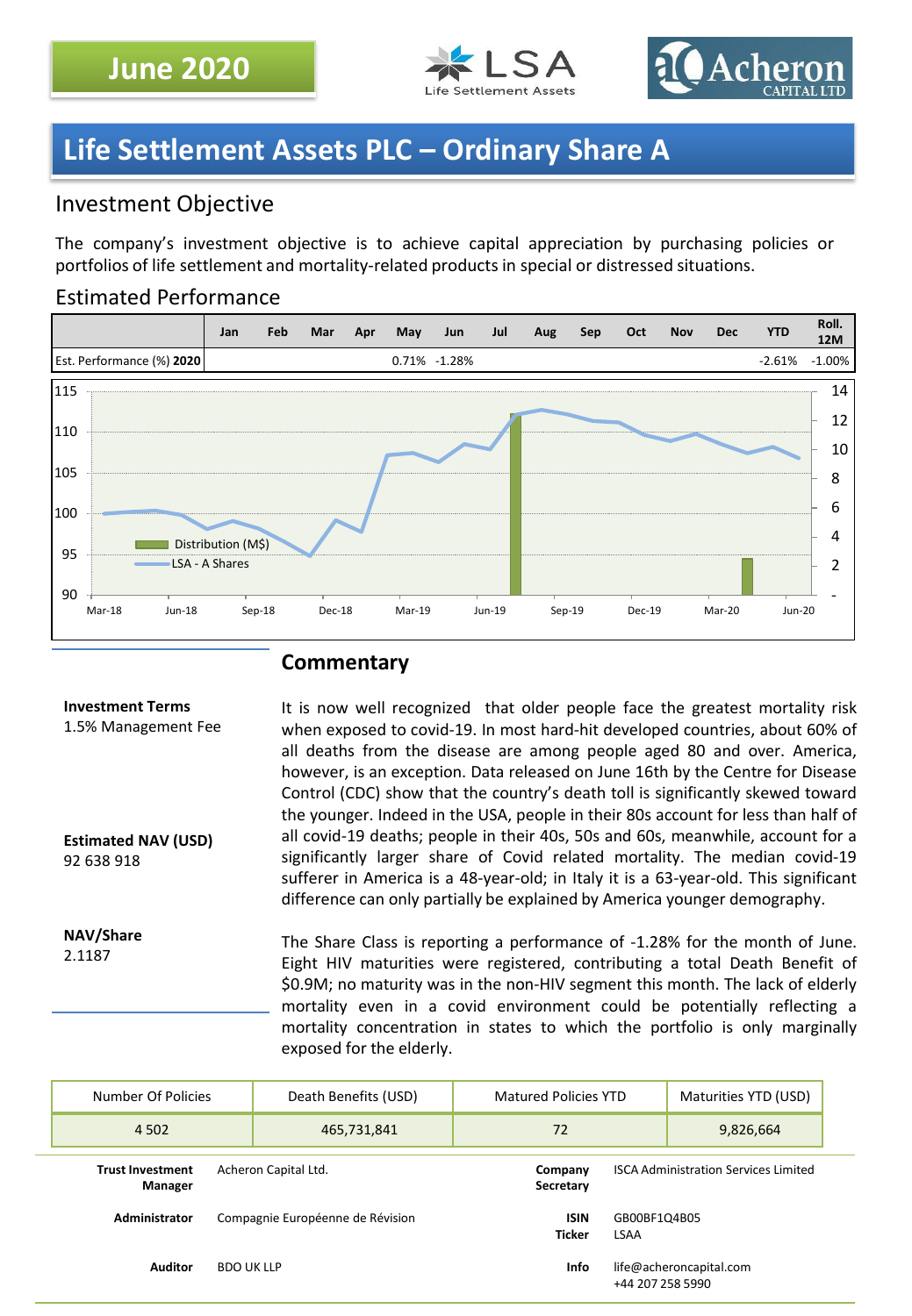**June 2020**

# Life Settlement Assets PLC – Ordinary Share A

## Investment Objective

The company's investment objective is to achieve capital appreciation by purchasing policies or portfolios of life settlement and mortality-related products in special or distressed situations.

## Estimated Performance

| | Jan | Feb | Mar | Apr | May | Jun | Jul | Aug | Sep | Oct | Nov | Dec | YTD | Roll. 12M |
|---|---|---|---|---|---|---|---|---|---|---|---|---|---|---|
| Est. Performance (%) **2020** | | | | | 0.71% | -1.28% | | | | | | | -2.61% | -1.00% |

## Commentary

**Investment Terms**
1.5% Management Fee

**Estimated NAV (USD)**
92 638 918

**NAV/Share**
2.1187

It is now well recognized that older people face the greatest mortality risk when exposed to covid-19. In most hard-hit developed countries, about 60% of all deaths from the disease are among people aged 80 and over. America, however, is an exception. Data released on June 16th by the Centre for Disease Control (CDC) show that the country's death toll is significantly skewed toward the younger. Indeed in the USA, people in their 80s account for less than half of all covid-19 deaths; people in their 40s, 50s and 60s, meanwhile, account for a significantly larger share of Covid related mortality. The median covid-19 sufferer in America is a 48-year-old; in Italy it is a 63-year-old. This significant difference can only partially be explained by America younger demography.

The Share Class is reporting a performance of -1.28% for the month of June. Eight HIV maturities were registered, contributing a total Death Benefit of $0.9M; no maturity was in the non-HIV segment this month. The lack of elderly mortality even in a covid environment could be potentially reflecting a mortality concentration in states to which the portfolio is only marginally exposed for the elderly.

| Number Of Policies | Death Benefits (USD) | Matured Policies YTD | Maturities YTD (USD) |
|---|---|---|---|
| 4 502 | 465,731,841 | 72 | 9,826,664 |

| | | | |
|---|---|---|---|
| **Trust Investment Manager** | Acheron Capital Ltd. | **Company Secretary** | ISCA Administration Services Limited |
| **Administrator** | Compagnie Européenne de Révision | **ISIN Ticker** | GB00BF1Q4B05 LSAA |
| **Auditor** | BDO UK LLP | **Info** | life@acheroncapital.com +44 207 258 5990 |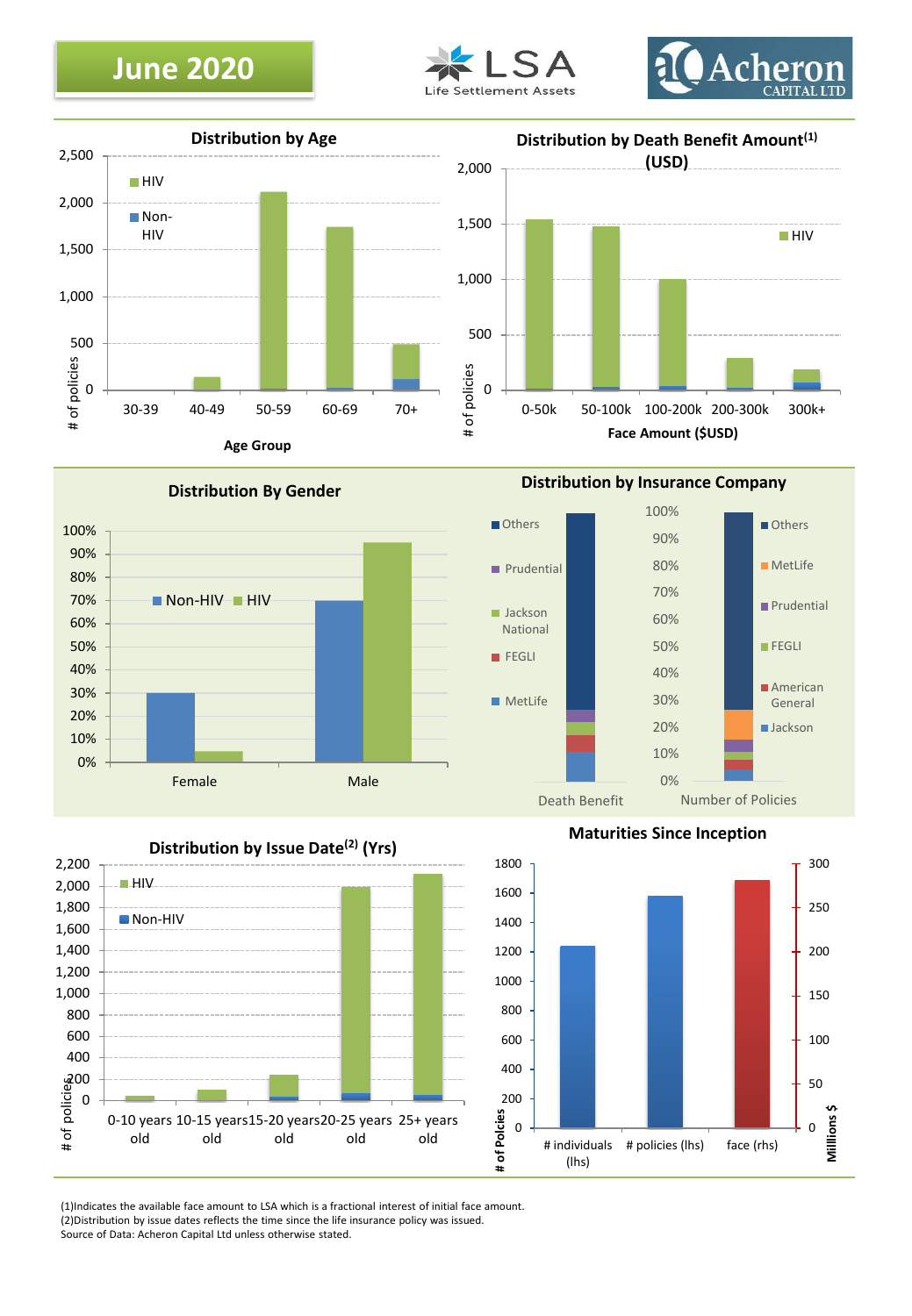# June 2020

LSA Life Settlement Assets

Acheron CAPITAL LTD

## Distribution by Age

| Age Group | HIV | Non-HIV |
|---|---|---|
| 30-39 | | |
| 40-49 | | |
| 50-59 | | |
| 60-69 | | |
| 70+ | | |

# of policies; Age Group

## Distribution by Death Benefit Amount[(1)] (USD)

Face Amount ($USD): 0-50k, 50-100k, 100-200k, 200-300k, 300k+

# of policies; HIV

## Distribution By Gender

Non-HIV, HIV

Female, Male

## Distribution by Insurance Company

Death Benefit: Others, Prudential, Jackson National, FEGLI, MetLife

Number of Policies: Others, MetLife, Prudential, FEGLI, American General, Jackson

## Distribution by Issue Date[(2)] (Yrs)

HIV, Non-HIV

0-10 years old, 10-15 years old, 15-20 years old, 20-25 years old, 25+ years old

# of policies

## Maturities Since Inception

# individuals (lhs), # policies (lhs), face (rhs)

# of Policies; Millions $

(1)Indicates the available face amount to LSA which is a fractional interest of initial face amount.
(2)Distribution by issue dates reflects the time since the life insurance policy was issued.
Source of Data: Acheron Capital Ltd unless otherwise stated.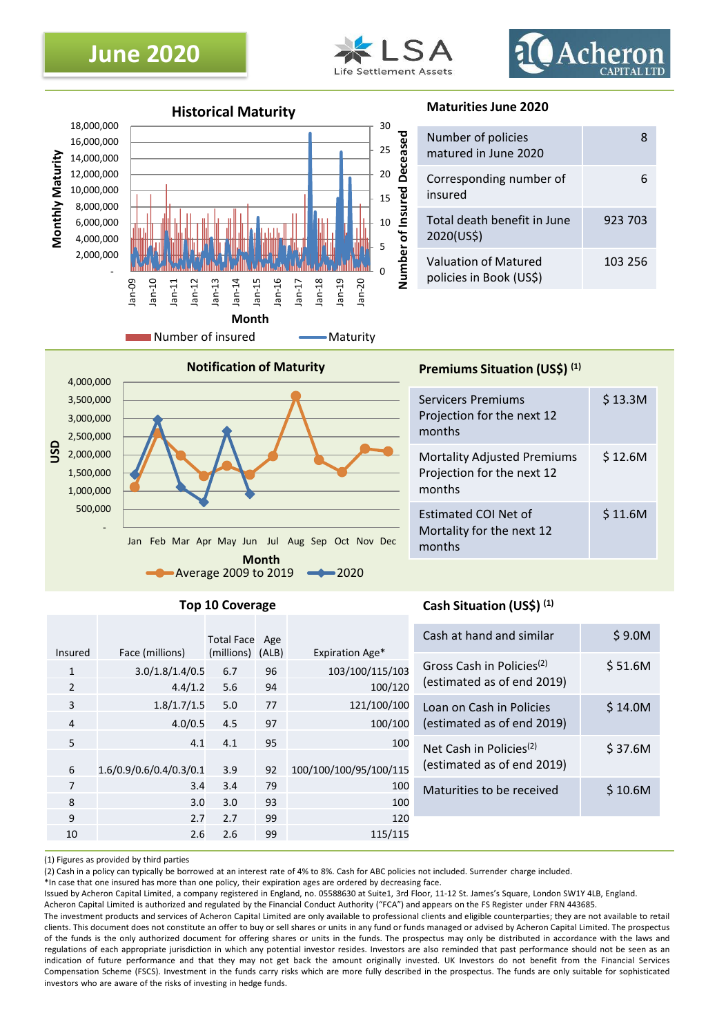# June 2020

LSA Life Settlement Assets

Acheron CAPITAL LTD

## Historical Maturity

Monthly Maturity

18,000,000
16,000,000
14,000,000
12,000,000
10,000,000
8,000,000
6,000,000
4,000,000
2,000,000
-

Number of Insured Deceased

30
25
20
15
10
5
0

Jan-09 Jan-10 Jan-11 Jan-12 Jan-13 Jan-14 Jan-15 Jan-16 Jan-17 Jan-18 Jan-19 Jan-20

Month

Number of insured — Maturity

## Maturities June 2020

| | |
|---|---|
| Number of policies matured in June 2020 | 8 |
| Corresponding number of insured | 6 |
| Total death benefit in June 2020(US$) | 923 703 |
| Valuation of Matured policies in Book (US$) | 103 256 |

## Notification of Maturity

USD

4,000,000
3,500,000
3,000,000
2,500,000
2,000,000
1,500,000
1,000,000
500,000
-

Jan Feb Mar Apr May Jun Jul Aug Sep Oct Nov Dec

Month

Average 2009 to 2019 — 2020

## Premiums Situation (US$) [(1)]

| | |
|---|---|
| Servicers Premiums Projection for the next 12 months | $ 13.3M |
| Mortality Adjusted Premiums Projection for the next 12 months | $ 12.6M |
| Estimated COI Net of Mortality for the next 12 months | $ 11.6M |

## Top 10 Coverage

| Insured | Face (millions) | Total Face (millions) | Age (ALB) | Expiration Age* |
|---|---|---|---|---|
| 1 | 3.0/1.8/1.4/0.5 | 6.7 | 96 | 103/100/115/103 |
| 2 | 4.4/1.2 | 5.6 | 94 | 100/120 |
| 3 | 1.8/1.7/1.5 | 5.0 | 77 | 121/100/100 |
| 4 | 4.0/0.5 | 4.5 | 97 | 100/100 |
| 5 | 4.1 | 4.1 | 95 | 100 |
| 6 | 1.6/0.9/0.6/0.4/0.3/0.1 | 3.9 | 92 | 100/100/100/95/100/115 |
| 7 | 3.4 | 3.4 | 79 | 100 |
| 8 | 3.0 | 3.0 | 93 | 100 |
| 9 | 2.7 | 2.7 | 99 | 120 |
| 10 | 2.6 | 2.6 | 99 | 115/115 |

## Cash Situation (US$) [(1)]

| | |
|---|---|
| Cash at hand and similar | $ 9.0M |
| Gross Cash in Policies[(2)] (estimated as of end 2019) | $ 51.6M |
| Loan on Cash in Policies (estimated as of end 2019) | $ 14.0M |
| Net Cash in Policies[(2)] (estimated as of end 2019) | $ 37.6M |
| Maturities to be received | $ 10.6M |

(1) Figures as provided by third parties
(2) Cash in a policy can typically be borrowed at an interest rate of 4% to 8%. Cash for ABC policies not included. Surrender charge included.
*In case that one insured has more than one policy, their expiration ages are ordered by decreasing face.
Issued by Acheron Capital Limited, a company registered in England, no. 05588630 at Suite1, 3rd Floor, 11-12 St. James's Square, London SW1Y 4LB, England.
Acheron Capital Limited is authorized and regulated by the Financial Conduct Authority ("FCA") and appears on the FS Register under FRN 443685.
The investment products and services of Acheron Capital Limited are only available to professional clients and eligible counterparties; they are not available to retail clients. This document does not constitute an offer to buy or sell shares or units in any fund or funds managed or advised by Acheron Capital Limited. The prospectus of the funds is the only authorized document for offering shares or units in the funds. The prospectus may only be distributed in accordance with the laws and regulations of each appropriate jurisdiction in which any potential investor resides. Investors are also reminded that past performance should not be seen as an indication of future performance and that they may not get back the amount originally invested. UK Investors do not benefit from the Financial Services Compensation Scheme (FSCS). Investment in the funds carry risks which are more fully described in the prospectus. The funds are only suitable for sophisticated investors who are aware of the risks of investing in hedge funds.